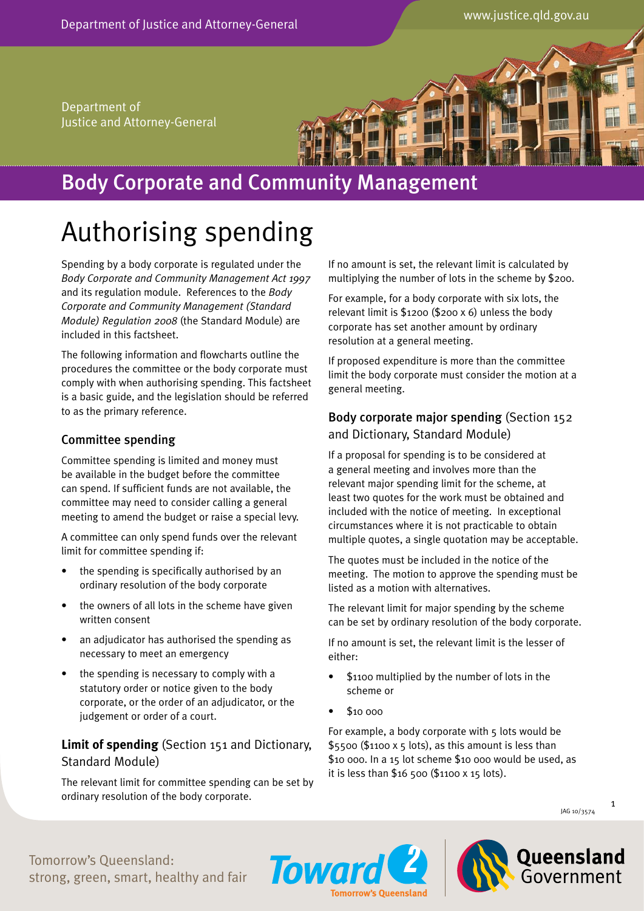# Body Corporate and Community Management

# Authorising spending

Spending by a body corporate is regulated under the *Body Corporate and Community Management Act 1997* and its regulation module. References to the *Body Corporate and Community Management (Standard Module) Regulation 2008* (the Standard Module) are included in this factsheet.

The following information and flowcharts outline the procedures the committee or the body corporate must comply with when authorising spending. This factsheet is a basic guide, and the legislation should be referred to as the primary reference.

## Committee spending

Committee spending is limited and money must be available in the budget before the committee can spend. If sufficient funds are not available, the committee may need to consider calling a general meeting to amend the budget or raise a special levy.

A committee can only spend funds over the relevant limit for committee spending if:

- the spending is specifically authorised by an ordinary resolution of the body corporate
- the owners of all lots in the scheme have given written consent
- an adjudicator has authorised the spending as necessary to meet an emergency
- the spending is necessary to comply with a statutory order or notice given to the body corporate, or the order of an adjudicator, or the judgement or order of a court.

## **Limit of spending** (Section 151 and Dictionary, Standard Module)

The relevant limit for committee spending can be set by ordinary resolution of the body corporate.

If no amount is set, the relevant limit is calculated by multiplying the number of lots in the scheme by $200.

For example, for a body corporate with six lots, the relevant limit is $1200 ($200 x 6) unless the body corporate has set another amount by ordinary resolution at a general meeting.

If proposed expenditure is more than the committee limit the body corporate must consider the motion at a general meeting.

## Body corporate major spending (Section 152 and Dictionary, Standard Module)

If a proposal for spending is to be considered at a general meeting and involves more than the relevant major spending limit for the scheme, at least two quotes for the work must be obtained and included with the notice of meeting. In exceptional circumstances where it is not practicable to obtain multiple quotes, a single quotation may be acceptable.

The quotes must be included in the notice of the meeting. The motion to approve the spending must be listed as a motion with alternatives.

The relevant limit for major spending by the scheme can be set by ordinary resolution of the body corporate.

If no amount is set, the relevant limit is the lesser of either:

- $1100 multiplied by the number of lots in the scheme or
- $10 000

For example, a body corporate with 5 lots would be $5500 ($1100 x 5 lots), as this amount is less than $10 000. In a 15 lot scheme $10 000 would be used, as it is less than $16 500 ($1100 x 15 lots).

JAG 10/3574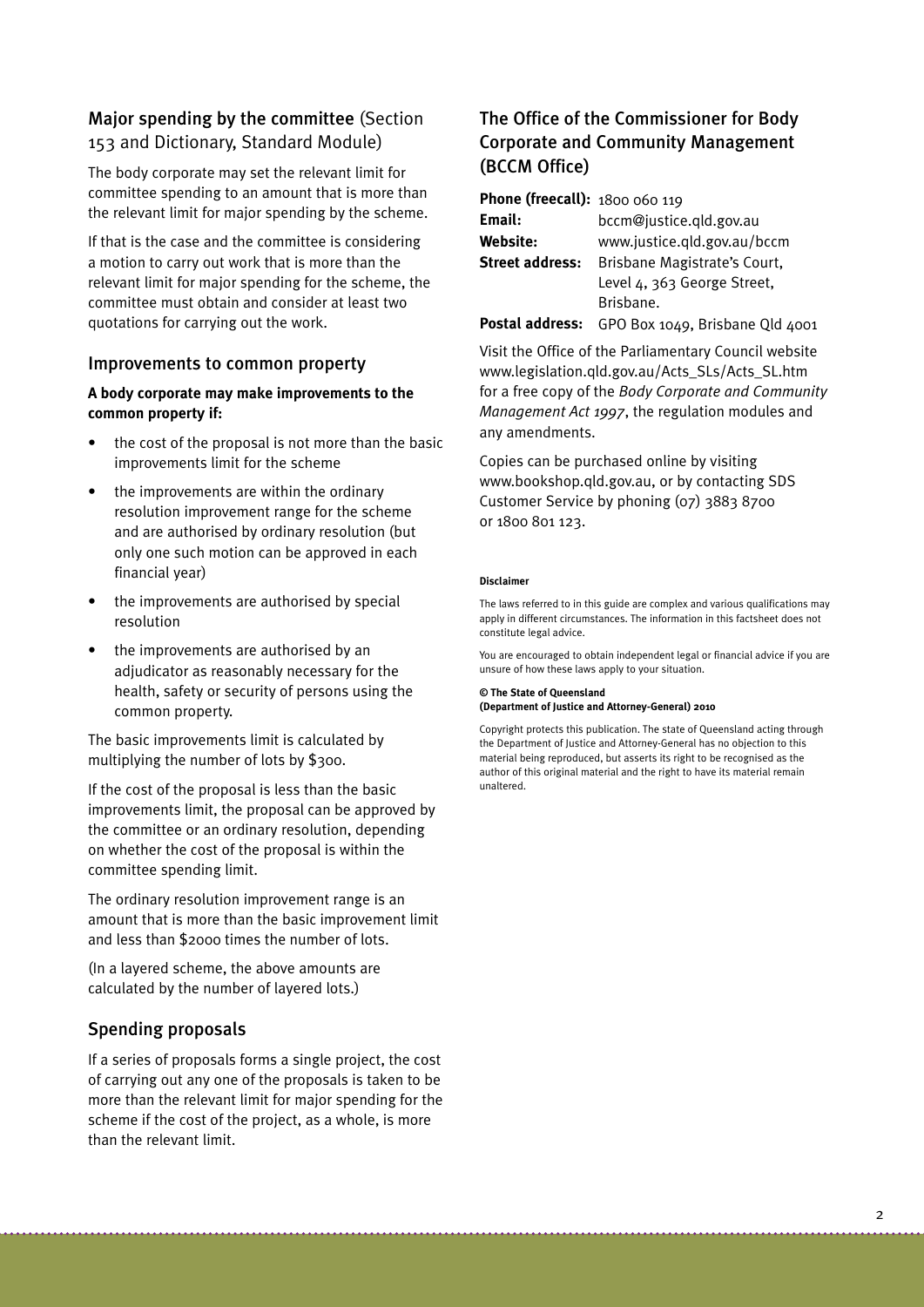## Major spending by the committee (Section 153 and Dictionary, Standard Module)

The body corporate may set the relevant limit for committee spending to an amount that is more than the relevant limit for major spending by the scheme.

If that is the case and the committee is considering a motion to carry out work that is more than the relevant limit for major spending for the scheme, the committee must obtain and consider at least two quotations for carrying out the work.

## Improvements to common property

**A body corporate may make improvements to the common property if:**

- the cost of the proposal is not more than the basic improvements limit for the scheme
- the improvements are within the ordinary resolution improvement range for the scheme and are authorised by ordinary resolution (but only one such motion can be approved in each financial year)
- the improvements are authorised by special resolution
- the improvements are authorised by an adjudicator as reasonably necessary for the health, safety or security of persons using the common property.

The basic improvements limit is calculated by multiplying the number of lots by $300.

If the cost of the proposal is less than the basic improvements limit, the proposal can be approved by the committee or an ordinary resolution, depending on whether the cost of the proposal is within the committee spending limit.

The ordinary resolution improvement range is an amount that is more than the basic improvement limit and less than $2000 times the number of lots.

(In a layered scheme, the above amounts are calculated by the number of layered lots.)

## Spending proposals

If a series of proposals forms a single project, the cost of carrying out any one of the proposals is taken to be more than the relevant limit for major spending for the scheme if the cost of the project, as a whole, is more than the relevant limit.

## The Office of the Commissioner for Body Corporate and Community Management (BCCM Office)

**Phone (freecall):** 1800 060 119
**Email:** bccm@justice.qld.gov.au
**Website:** www.justice.qld.gov.au/bccm
**Street address:** Brisbane Magistrate's Court, Level 4, 363 George Street, Brisbane.
**Postal address:** GPO Box 1049, Brisbane Qld 4001

Visit the Office of the Parliamentary Council website www.legislation.qld.gov.au/Acts_SLs/Acts_SL.htm for a free copy of the *Body Corporate and Community Management Act 1997*, the regulation modules and any amendments.

Copies can be purchased online by visiting www.bookshop.qld.gov.au, or by contacting SDS Customer Service by phoning (07) 3883 8700 or 1800 801 123.

**Disclaimer**

The laws referred to in this guide are complex and various qualifications may apply in different circumstances. The information in this factsheet does not constitute legal advice.

You are encouraged to obtain independent legal or financial advice if you are unsure of how these laws apply to your situation.

**© The State of Queensland**
**(Department of Justice and Attorney-General) 2010**

Copyright protects this publication. The state of Queensland acting through the Department of Justice and Attorney-General has no objection to this material being reproduced, but asserts its right to be recognised as the author of this original material and the right to have its material remain unaltered.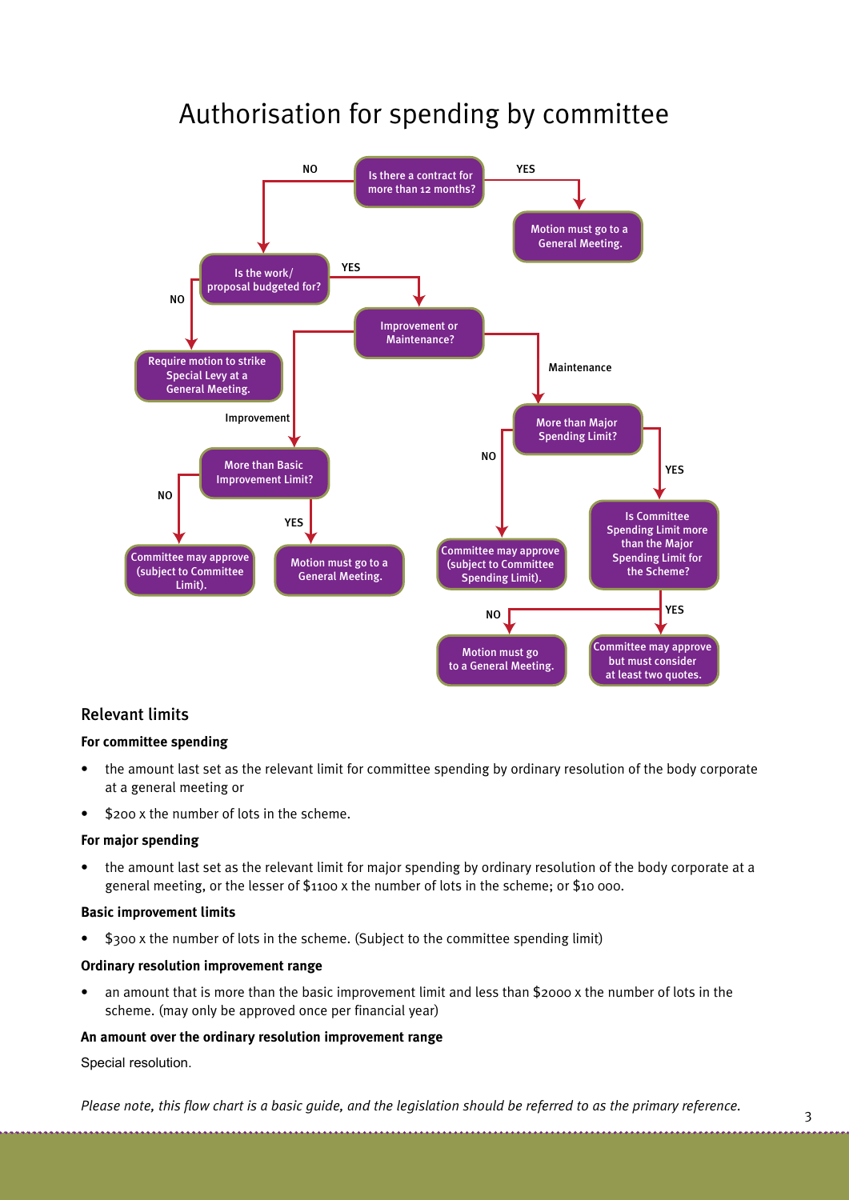# Authorisation for spending by committee

- Is there a contract for more than 12 months?
  - YES → Motion must go to a General Meeting.
  - NO → Is the work/proposal budgeted for?
    - NO → Require motion to strike Special Levy at a General Meeting.
    - YES → Improvement or Maintenance?
      - Improvement → More than Basic Improvement Limit?
        - NO → Committee may approve (subject to Committee Limit).
        - YES → Motion must go to a General Meeting.
      - Maintenance → More than Major Spending Limit?
        - NO → Committee may approve (subject to Committee Spending Limit).
        - YES → Is Committee Spending Limit more than the Major Spending Limit for the Scheme?
          - NO → Motion must go to a General Meeting.
          - YES → Committee may approve but must consider at least two quotes.

## Relevant limits

**For committee spending**

- the amount last set as the relevant limit for committee spending by ordinary resolution of the body corporate at a general meeting or
- $200 x the number of lots in the scheme.

**For major spending**

- the amount last set as the relevant limit for major spending by ordinary resolution of the body corporate at a general meeting, or the lesser of $1100 x the number of lots in the scheme; or $10 000.

**Basic improvement limits**

- $300 x the number of lots in the scheme. (Subject to the committee spending limit)

**Ordinary resolution improvement range**

- an amount that is more than the basic improvement limit and less than $2000 x the number of lots in the scheme. (may only be approved once per financial year)

**An amount over the ordinary resolution improvement range**

Special resolution.

*Please note, this flow chart is a basic guide, and the legislation should be referred to as the primary reference.*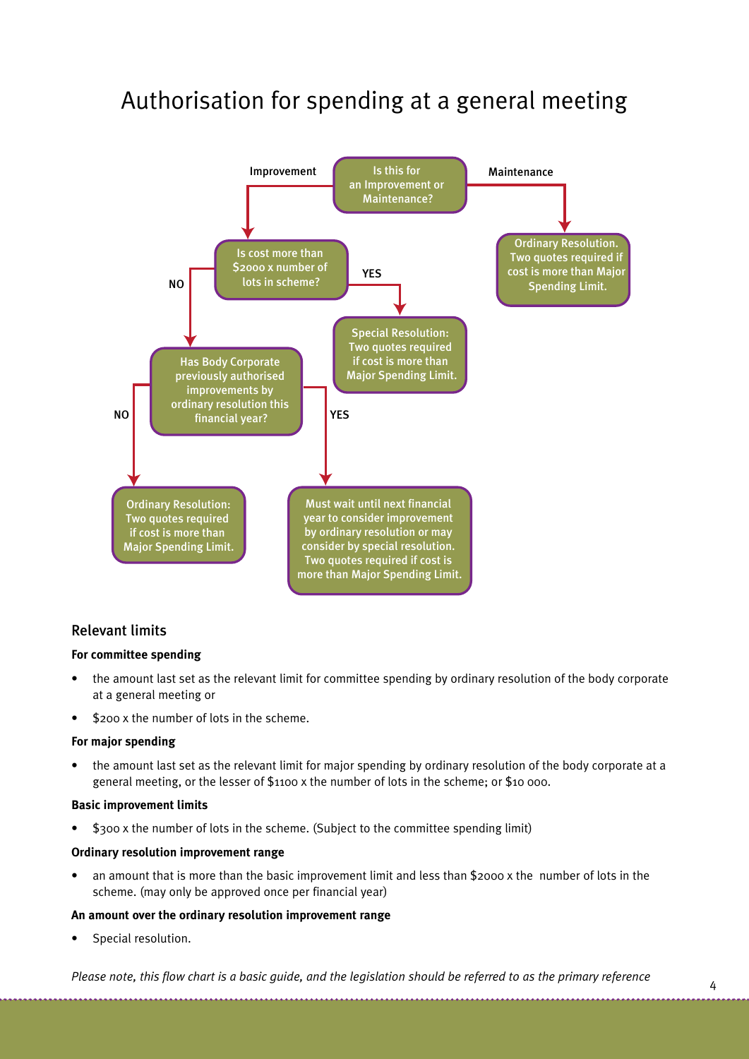# Authorisation for spending at a general meeting

Is this for an Improvement or Maintenance?

Improvement

Maintenance

Ordinary Resolution. Two quotes required if cost is more than Major Spending Limit.

Is cost more than $2000 x number of lots in scheme?

YES

Special Resolution: Two quotes required if cost is more than Major Spending Limit.

NO

Has Body Corporate previously authorised improvements by ordinary resolution this financial year?

NO

Ordinary Resolution: Two quotes required if cost is more than Major Spending Limit.

YES

Must wait until next financial year to consider improvement by ordinary resolution or may consider by special resolution. Two quotes required if cost is more than Major Spending Limit.

## Relevant limits

**For committee spending**

- the amount last set as the relevant limit for committee spending by ordinary resolution of the body corporate at a general meeting or
- $200 x the number of lots in the scheme.

**For major spending**

- the amount last set as the relevant limit for major spending by ordinary resolution of the body corporate at a general meeting, or the lesser of $1100 x the number of lots in the scheme; or $10 000.

**Basic improvement limits**

- $300 x the number of lots in the scheme. (Subject to the committee spending limit)

**Ordinary resolution improvement range**

- an amount that is more than the basic improvement limit and less than $2000 x the number of lots in the scheme. (may only be approved once per financial year)

**An amount over the ordinary resolution improvement range**

- Special resolution.

*Please note, this flow chart is a basic guide, and the legislation should be referred to as the primary reference*